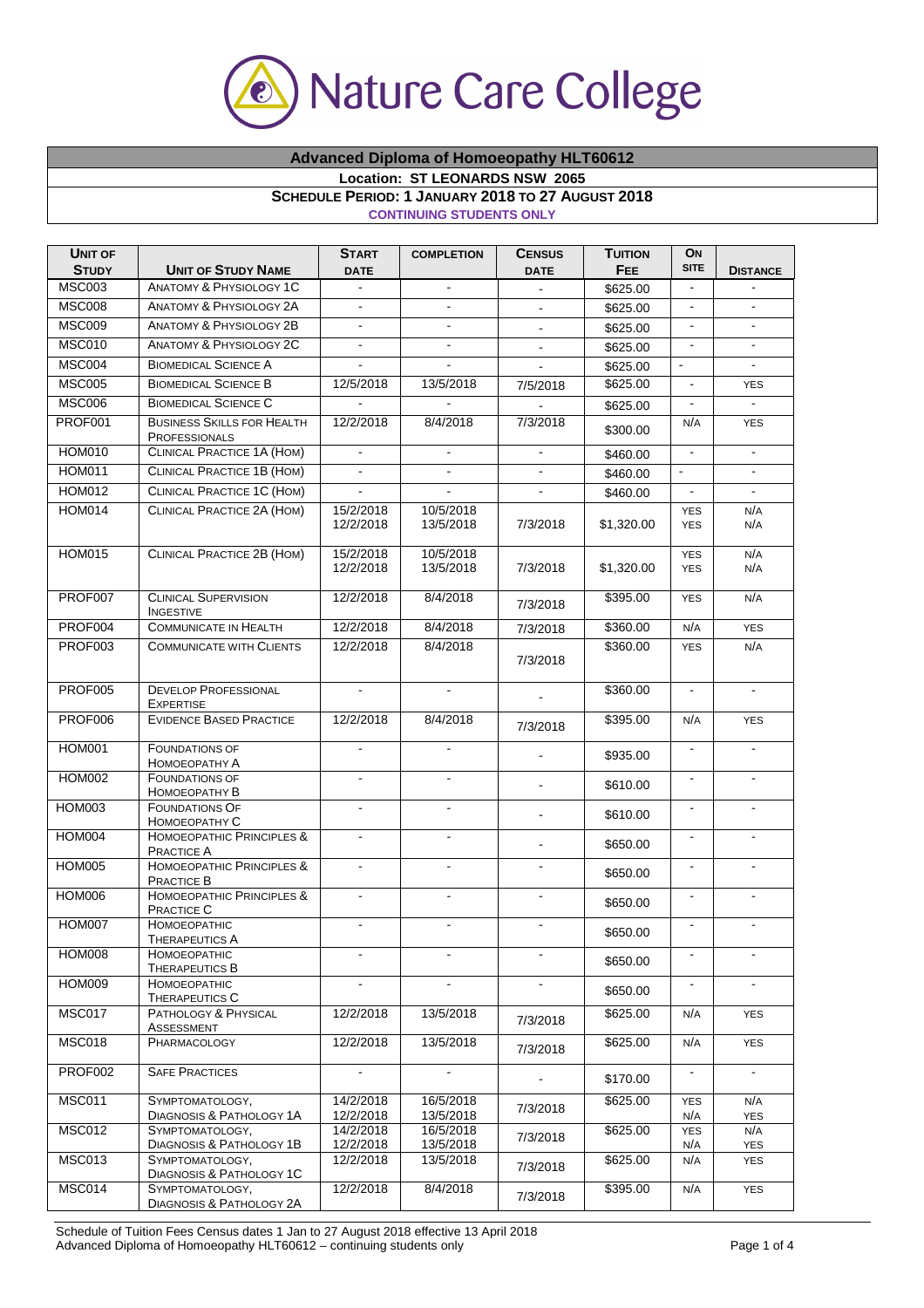# Nature Care College

## Advanced Diploma of Homoeopathy HLT60612

**Location: ST LEONARDS NSW 2065**

**SCHEDULE PERIOD: 1 JANUARY 2018 TO 27 AUGUST 2018**

**CONTINUING STUDENTS ONLY**

| UNIT OF STUDY | UNIT OF STUDY NAME | START DATE | COMPLETION | CENSUS DATE | TUITION FEE | ON SITE | DISTANCE |
|---|---|---|---|---|---|---|---|
| MSC003 | ANATOMY & PHYSIOLOGY 1C | - | - | - | $625.00 | - | - |
| MSC008 | ANATOMY & PHYSIOLOGY 2A | - | - | - | $625.00 | - | - |
| MSC009 | ANATOMY & PHYSIOLOGY 2B | - | - | - | $625.00 | - | - |
| MSC010 | ANATOMY & PHYSIOLOGY 2C | - | - | - | $625.00 | - | - |
| MSC004 | BIOMEDICAL SCIENCE A | - | - | - | $625.00 | - | - |
| MSC005 | BIOMEDICAL SCIENCE B | 12/5/2018 | 13/5/2018 | 7/5/2018 | $625.00 | - | YES |
| MSC006 | BIOMEDICAL SCIENCE C | - | - | - | $625.00 | - | - |
| PROF001 | BUSINESS SKILLS FOR HEALTH PROFESSIONALS | 12/2/2018 | 8/4/2018 | 7/3/2018 | $300.00 | N/A | YES |
| HOM010 | CLINICAL PRACTICE 1A (HOM) | - | - | - | $460.00 | - | - |
| HOM011 | CLINICAL PRACTICE 1B (HOM) | - | - | - | $460.00 | - | - |
| HOM012 | CLINICAL PRACTICE 1C (HOM) | - | - | - | $460.00 | - | - |
| HOM014 | CLINICAL PRACTICE 2A (HOM) | 15/2/2018<br>12/2/2018 | 10/5/2018<br>13/5/2018 | 7/3/2018 | $1,320.00 | YES<br>YES | N/A<br>N/A |
| HOM015 | CLINICAL PRACTICE 2B (HOM) | 15/2/2018<br>12/2/2018 | 10/5/2018<br>13/5/2018 | 7/3/2018 | $1,320.00 | YES<br>YES | N/A<br>N/A |
| PROF007 | CLINICAL SUPERVISION INGESTIVE | 12/2/2018 | 8/4/2018 | 7/3/2018 | $395.00 | YES | N/A |
| PROF004 | COMMUNICATE IN HEALTH | 12/2/2018 | 8/4/2018 | 7/3/2018 | $360.00 | N/A | YES |
| PROF003 | COMMUNICATE WITH CLIENTS | 12/2/2018 | 8/4/2018 | 7/3/2018 | $360.00 | YES | N/A |
| PROF005 | DEVELOP PROFESSIONAL EXPERTISE | - | - | - | $360.00 | - | - |
| PROF006 | EVIDENCE BASED PRACTICE | 12/2/2018 | 8/4/2018 | 7/3/2018 | $395.00 | N/A | YES |
| HOM001 | FOUNDATIONS OF HOMOEOPATHY A | - | - | - | $935.00 | - | - |
| HOM002 | FOUNDATIONS OF HOMOEOPATHY B | - | - | - | $610.00 | - | - |
| HOM003 | FOUNDATIONS OF HOMOEOPATHY C | - | - | - | $610.00 | - | - |
| HOM004 | HOMOEOPATHIC PRINCIPLES & PRACTICE A | - | - | - | $650.00 | - | - |
| HOM005 | HOMOEOPATHIC PRINCIPLES & PRACTICE B | - | - | - | $650.00 | - | - |
| HOM006 | HOMOEOPATHIC PRINCIPLES & PRACTICE C | - | - | - | $650.00 | - | - |
| HOM007 | HOMOEOPATHIC THERAPEUTICS A | - | - | - | $650.00 | - | - |
| HOM008 | HOMOEOPATHIC THERAPEUTICS B | - | - | - | $650.00 | - | - |
| HOM009 | HOMOEOPATHIC THERAPEUTICS C | - | - | - | $650.00 | - | - |
| MSC017 | PATHOLOGY & PHYSICAL ASSESSMENT | 12/2/2018 | 13/5/2018 | 7/3/2018 | $625.00 | N/A | YES |
| MSC018 | PHARMACOLOGY | 12/2/2018 | 13/5/2018 | 7/3/2018 | $625.00 | N/A | YES |
| PROF002 | SAFE PRACTICES | - | - | - | $170.00 | - | - |
| MSC011 | SYMPTOMATOLOGY, DIAGNOSIS & PATHOLOGY 1A | 14/2/2018<br>12/2/2018 | 16/5/2018<br>13/5/2018 | 7/3/2018 | $625.00 | YES<br>N/A | N/A<br>YES |
| MSC012 | SYMPTOMATOLOGY, DIAGNOSIS & PATHOLOGY 1B | 14/2/2018<br>12/2/2018 | 16/5/2018<br>13/5/2018 | 7/3/2018 | $625.00 | YES<br>N/A | N/A<br>YES |
| MSC013 | SYMPTOMATOLOGY, DIAGNOSIS & PATHOLOGY 1C | 12/2/2018 | 13/5/2018 | 7/3/2018 | $625.00 | N/A | YES |
| MSC014 | SYMPTOMATOLOGY, DIAGNOSIS & PATHOLOGY 2A | 12/2/2018 | 8/4/2018 | 7/3/2018 | $395.00 | N/A | YES |

Schedule of Tuition Fees Census dates 1 Jan to 27 August 2018 effective 13 April 2018
Advanced Diploma of Homoeopathy HLT60612 – continuing students only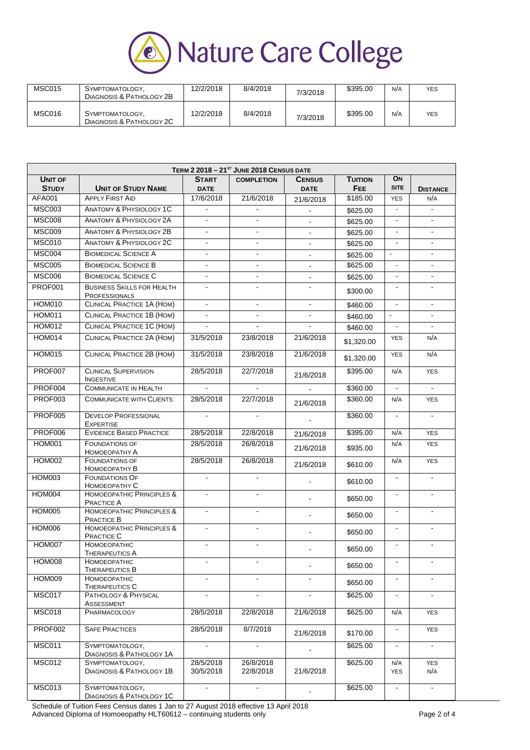| MSC015 | Symptomatology, Diagnosis & Pathology 2B | 12/2/2018 | 8/4/2018 | 7/3/2018 | $395.00 | N/A | YES |
|---|---|---|---|---|---|---|---|
| MSC016 | Symptomatology, Diagnosis & Pathology 2C | 12/2/2018 | 8/4/2018 | 7/3/2018 | $395.00 | N/A | YES |

| Term 2 2018 – 21st June 2018 Census Date | | | | | | | |
|---|---|---|---|---|---|---|---|
| **Unit of Study** | **Unit of Study Name** | **Start Date** | **Completion** | **Census Date** | **Tuition Fee** | **On Site** | **Distance** |
| AFA001 | Apply First Aid | 17/6/2018 | 21/6/2018 | 21/6/2018 | $185.00 | YES | N/A |
| MSC003 | Anatomy & Physiology 1C | - | - | - | $625.00 | - | - |
| MSC008 | Anatomy & Physiology 2A | - | - | - | $625.00 | - | - |
| MSC009 | Anatomy & Physiology 2B | - | - | - | $625.00 | - | - |
| MSC010 | Anatomy & Physiology 2C | - | - | - | $625.00 | - | - |
| MSC004 | Biomedical Science A | - | - | - | $625.00 | - | - |
| MSC005 | Biomedical Science B | - | - | - | $625.00 | - | - |
| MSC006 | Biomedical Science C | - | - | - | $625.00 | - | - |
| PROF001 | Business Skills for Health Professionals | - | - | - | $300.00 | - | - |
| HOM010 | Clinical Practice 1A (Hom) | - | - | - | $460.00 | - | - |
| HOM011 | Clinical Practice 1B (Hom) | - | - | - | $460.00 | - | - |
| HOM012 | Clinical Practice 1C (Hom) | - | - | - | $460.00 | - | - |
| HOM014 | Clinical Practice 2A (Hom) | 31/5/2018 | 23/8/2018 | 21/6/2018 | $1,320.00 | YES | N/A |
| HOM015 | Clinical Practice 2B (Hom) | 31/5/2018 | 23/8/2018 | 21/6/2018 | $1,320.00 | YES | N/A |
| PROF007 | Clinical Supervision Ingestive | 28/5/2018 | 22/7/2018 | 21/6/2018 | $395.00 | N/A | YES |
| PROF004 | Communicate in Health | - | - | - | $360.00 | - | - |
| PROF003 | Communicate with Clients | 28/5/2018 | 22/7/2018 | 21/6/2018 | $360.00 | N/A | YES |
| PROF005 | Develop Professional Expertise | - | - | - | $360.00 | - | - |
| PROF006 | Evidence Based Practice | 28/5/2018 | 22/8/2018 | 21/6/2018 | $395.00 | N/A | YES |
| HOM001 | Foundations of Homoeopathy A | 28/5/2018 | 26/8/2018 | 21/6/2018 | $935.00 | N/A | YES |
| HOM002 | Foundations of Homoeopathy B | 28/5/2018 | 26/8/2018 | 21/6/2018 | $610.00 | N/A | YES |
| HOM003 | Foundations Of Homoeopathy C | - | - | - | $610.00 | - | - |
| HOM004 | Homoeopathic Principles & Practice A | - | - | - | $650.00 | - | - |
| HOM005 | Homoeopathic Principles & Practice B | - | - | - | $650.00 | - | - |
| HOM006 | Homoeopathic Principles & Practice C | - | - | - | $650.00 | - | - |
| HOM007 | Homoeopathic Therapeutics A | - | - | - | $650.00 | - | - |
| HOM008 | Homoeopathic Therapeutics B | - | - | - | $650.00 | - | - |
| HOM009 | Homoeopathic Therapeutics C | - | - | - | $650.00 | - | - |
| MSC017 | Pathology & Physical Assessment | - | - | - | $625.00 | - | - |
| MSC018 | Pharmacology | 28/5/2018 | 22/8/2018 | 21/6/2018 | $625.00 | N/A | YES |
| PROF002 | Safe Practices | 28/5/2018 | 8/7/2018 | 21/6/2018 | $170.00 | - | YES |
| MSC011 | Symptomatology, Diagnosis & Pathology 1A | - | - | - | $625.00 | - | - |
| MSC012 | Symptomatology, Diagnosis & Pathology 1B | 28/5/2018<br>30/5/2018 | 26/8/2018<br>22/8/2018 | 21/6/2018 | $625.00 | N/A<br>YES | YES<br>N/A |
| MSC013 | Symptomatology, Diagnosis & Pathology 1C | - | - | - | $625.00 | - | - |

Schedule of Tuition Fees Census dates 1 Jan to 27 August 2018 effective 13 April 2018
Advanced Diploma of Homoeopathy HLT60612 – continuing students only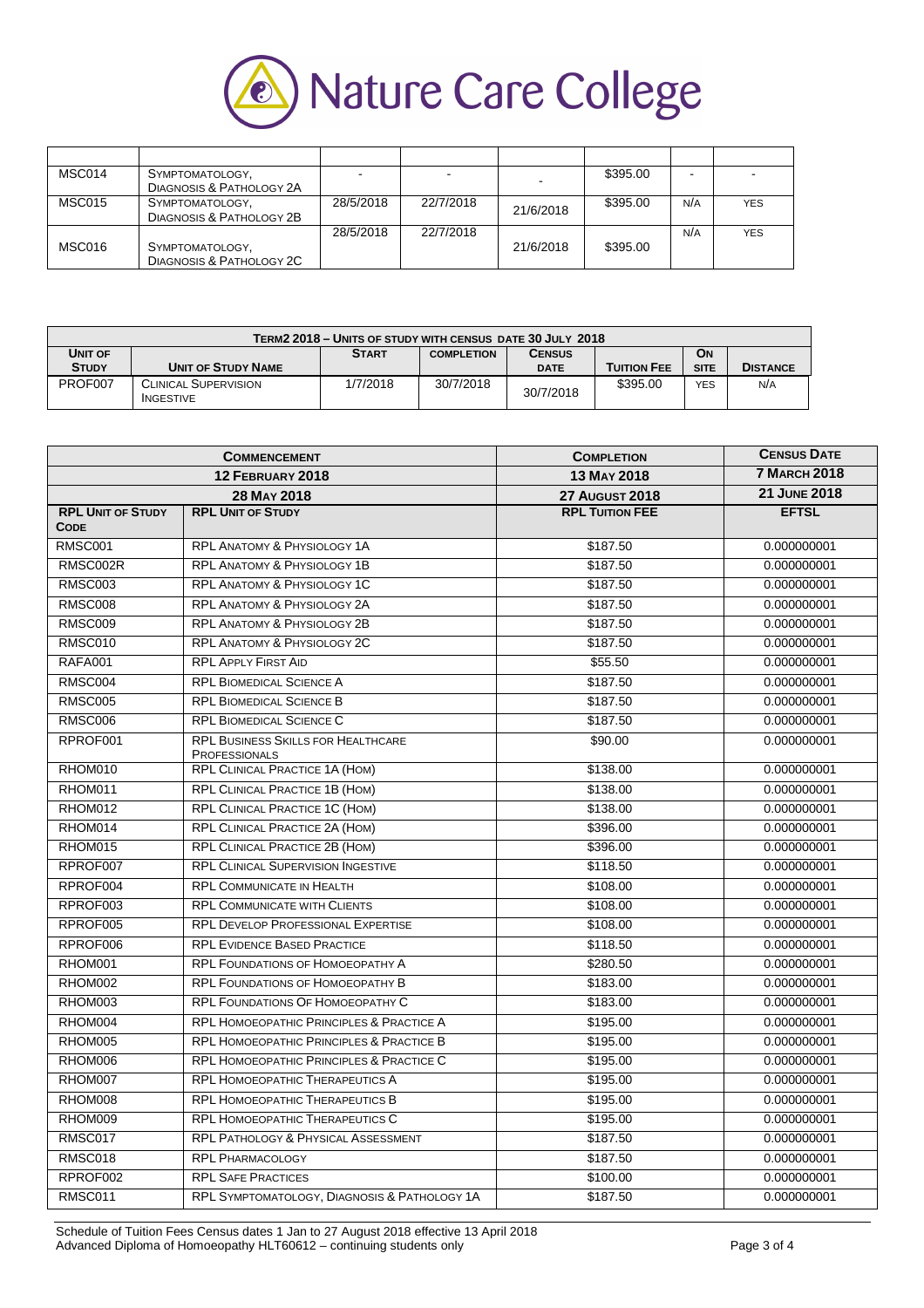Nature Care College

| | | | | | | | |
|---|---|---|---|---|---|---|---|
| MSC014 | Symptomatology, Diagnosis & Pathology 2A | - | - | - | $395.00 | - | - |
| MSC015 | Symptomatology, Diagnosis & Pathology 2B | 28/5/2018 | 22/7/2018 | 21/6/2018 | $395.00 | N/A | YES |
| MSC016 | Symptomatology, Diagnosis & Pathology 2C | 28/5/2018 | 22/7/2018 | 21/6/2018 | $395.00 | N/A | YES |

| Term2 2018 – Units of study with census date 30 July 2018 | | | | | | | |
|---|---|---|---|---|---|---|---|
| **Unit of Study** | **Unit of Study Name** | **Start** | **Completion** | **Census Date** | **Tuition Fee** | **On Site** | **Distance** |
| PROF007 | Clinical Supervision Ingestive | 1/7/2018 | 30/7/2018 | 30/7/2018 | $395.00 | YES | N/A |

| **Commencement** | | **Completion** | **Census Date** |
|---|---|---|---|
| **12 February 2018** | | **13 May 2018** | **7 March 2018** |
| **28 May 2018** | | **27 August 2018** | **21 June 2018** |
| **RPL Unit of Study Code** | **RPL Unit of Study** | **RPL Tuition Fee** | **EFTSL** |
| RMSC001 | RPL Anatomy & Physiology 1A | $187.50 | 0.000000001 |
| RMSC002R | RPL Anatomy & Physiology 1B | $187.50 | 0.000000001 |
| RMSC003 | RPL Anatomy & Physiology 1C | $187.50 | 0.000000001 |
| RMSC008 | RPL Anatomy & Physiology 2A | $187.50 | 0.000000001 |
| RMSC009 | RPL Anatomy & Physiology 2B | $187.50 | 0.000000001 |
| RMSC010 | RPL Anatomy & Physiology 2C | $187.50 | 0.000000001 |
| RAFA001 | RPL Apply First Aid | $55.50 | 0.000000001 |
| RMSC004 | RPL Biomedical Science A | $187.50 | 0.000000001 |
| RMSC005 | RPL Biomedical Science B | $187.50 | 0.000000001 |
| RMSC006 | RPL Biomedical Science C | $187.50 | 0.000000001 |
| RPROF001 | RPL Business Skills for Healthcare Professionals | $90.00 | 0.000000001 |
| RHOM010 | RPL Clinical Practice 1A (Hom) | $138.00 | 0.000000001 |
| RHOM011 | RPL Clinical Practice 1B (Hom) | $138.00 | 0.000000001 |
| RHOM012 | RPL Clinical Practice 1C (Hom) | $138.00 | 0.000000001 |
| RHOM014 | RPL Clinical Practice 2A (Hom) | $396.00 | 0.000000001 |
| RHOM015 | RPL Clinical Practice 2B (Hom) | $396.00 | 0.000000001 |
| RPROF007 | RPL Clinical Supervision Ingestive | $118.50 | 0.000000001 |
| RPROF004 | RPL Communicate in Health | $108.00 | 0.000000001 |
| RPROF003 | RPL Communicate with Clients | $108.00 | 0.000000001 |
| RPROF005 | RPL Develop Professional Expertise | $108.00 | 0.000000001 |
| RPROF006 | RPL Evidence Based Practice | $118.50 | 0.000000001 |
| RHOM001 | RPL Foundations of Homoeopathy A | $280.50 | 0.000000001 |
| RHOM002 | RPL Foundations of Homoeopathy B | $183.00 | 0.000000001 |
| RHOM003 | RPL Foundations Of Homoeopathy C | $183.00 | 0.000000001 |
| RHOM004 | RPL Homoeopathic Principles & Practice A | $195.00 | 0.000000001 |
| RHOM005 | RPL Homoeopathic Principles & Practice B | $195.00 | 0.000000001 |
| RHOM006 | RPL Homoeopathic Principles & Practice C | $195.00 | 0.000000001 |
| RHOM007 | RPL Homoeopathic Therapeutics A | $195.00 | 0.000000001 |
| RHOM008 | RPL Homoeopathic Therapeutics B | $195.00 | 0.000000001 |
| RHOM009 | RPL Homoeopathic Therapeutics C | $195.00 | 0.000000001 |
| RMSC017 | RPL Pathology & Physical Assessment | $187.50 | 0.000000001 |
| RMSC018 | RPL Pharmacology | $187.50 | 0.000000001 |
| RPROF002 | RPL Safe Practices | $100.00 | 0.000000001 |
| RMSC011 | RPL Symptomatology, Diagnosis & Pathology 1A | $187.50 | 0.000000001 |

Schedule of Tuition Fees Census dates 1 Jan to 27 August 2018 effective 13 April 2018
Advanced Diploma of Homoeopathy HLT60612 – continuing students only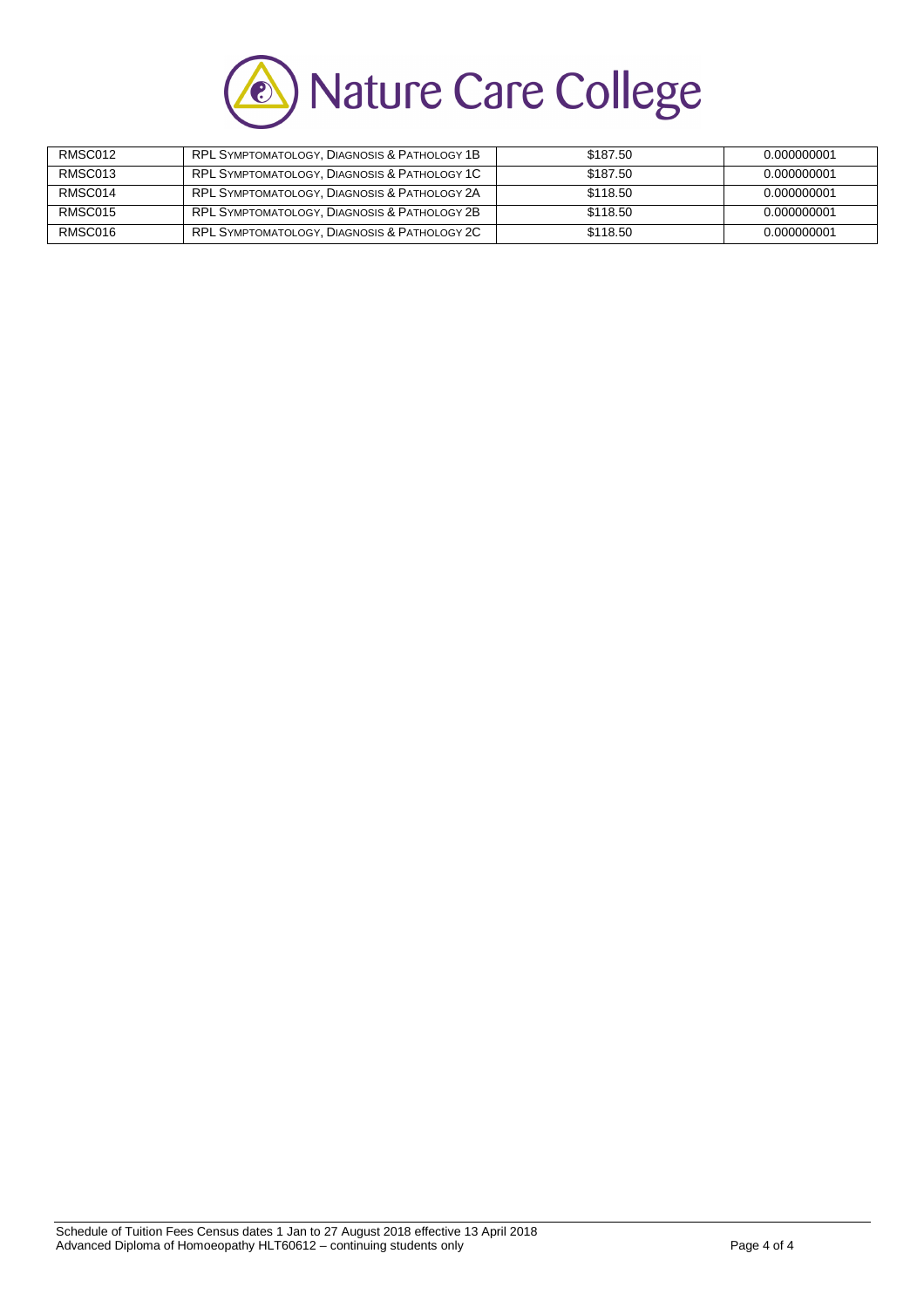| | | | |
|---|---|---|---|
| RMSC012 | RPL SYMPTOMATOLOGY, DIAGNOSIS & PATHOLOGY 1B | $187.50 | 0.000000001 |
| RMSC013 | RPL SYMPTOMATOLOGY, DIAGNOSIS & PATHOLOGY 1C | $187.50 | 0.000000001 |
| RMSC014 | RPL SYMPTOMATOLOGY, DIAGNOSIS & PATHOLOGY 2A | $118.50 | 0.000000001 |
| RMSC015 | RPL SYMPTOMATOLOGY, DIAGNOSIS & PATHOLOGY 2B | $118.50 | 0.000000001 |
| RMSC016 | RPL SYMPTOMATOLOGY, DIAGNOSIS & PATHOLOGY 2C | $118.50 | 0.000000001 |